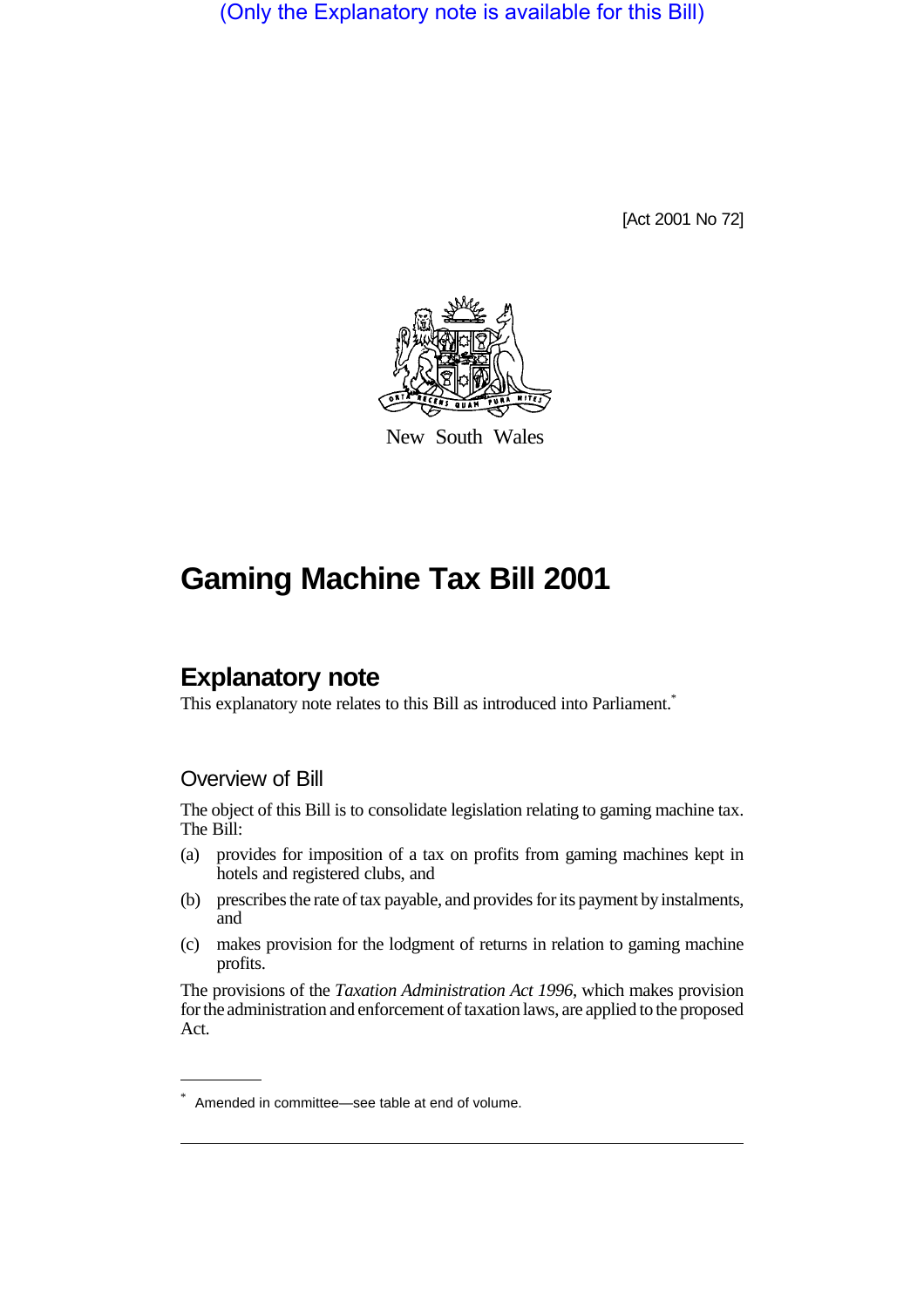(Only the Explanatory note is available for this Bill)

[Act 2001 No 72]

New South Wales

# Gaming Machine Tax Bill 2001

## Explanatory note

This explanatory note relates to this Bill as introduced into Parliament.*

### Overview of Bill

The object of this Bill is to consolidate legislation relating to gaming machine tax. The Bill:

(a) provides for imposition of a tax on profits from gaming machines kept in hotels and registered clubs, and

(b) prescribes the rate of tax payable, and provides for its payment by instalments, and

(c) makes provision for the lodgment of returns in relation to gaming machine profits.

The provisions of the *Taxation Administration Act 1996*, which makes provision for the administration and enforcement of taxation laws, are applied to the proposed Act.

* Amended in committee—see table at end of volume.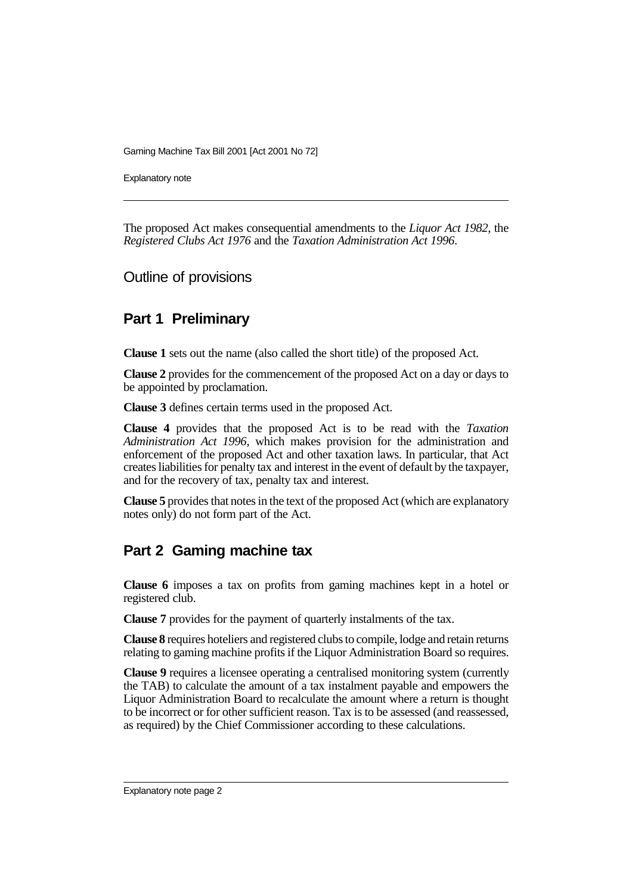The proposed Act makes consequential amendments to the *Liquor Act 1982*, the *Registered Clubs Act 1976* and the *Taxation Administration Act 1996*.

## Outline of provisions

### Part 1 Preliminary

**Clause 1** sets out the name (also called the short title) of the proposed Act.

**Clause 2** provides for the commencement of the proposed Act on a day or days to be appointed by proclamation.

**Clause 3** defines certain terms used in the proposed Act.

**Clause 4** provides that the proposed Act is to be read with the *Taxation Administration Act 1996*, which makes provision for the administration and enforcement of the proposed Act and other taxation laws. In particular, that Act creates liabilities for penalty tax and interest in the event of default by the taxpayer, and for the recovery of tax, penalty tax and interest.

**Clause 5** provides that notes in the text of the proposed Act (which are explanatory notes only) do not form part of the Act.

### Part 2 Gaming machine tax

**Clause 6** imposes a tax on profits from gaming machines kept in a hotel or registered club.

**Clause 7** provides for the payment of quarterly instalments of the tax.

**Clause 8** requires hoteliers and registered clubs to compile, lodge and retain returns relating to gaming machine profits if the Liquor Administration Board so requires.

**Clause 9** requires a licensee operating a centralised monitoring system (currently the TAB) to calculate the amount of a tax instalment payable and empowers the Liquor Administration Board to recalculate the amount where a return is thought to be incorrect or for other sufficient reason. Tax is to be assessed (and reassessed, as required) by the Chief Commissioner according to these calculations.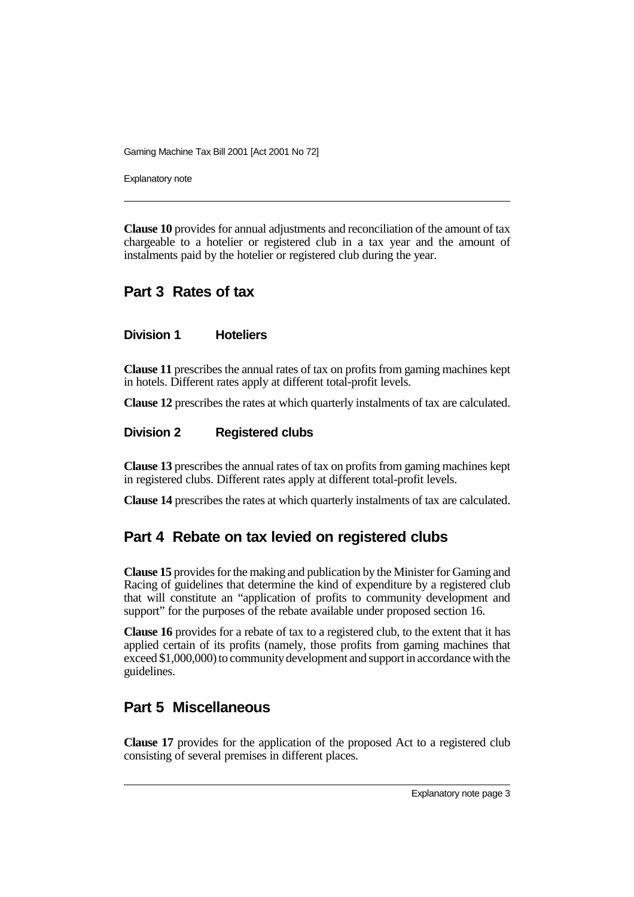**Clause 10** provides for annual adjustments and reconciliation of the amount of tax chargeable to a hotelier or registered club in a tax year and the amount of instalments paid by the hotelier or registered club during the year.

## Part 3 Rates of tax

### Division 1 Hoteliers

**Clause 11** prescribes the annual rates of tax on profits from gaming machines kept in hotels. Different rates apply at different total-profit levels.

**Clause 12** prescribes the rates at which quarterly instalments of tax are calculated.

### Division 2 Registered clubs

**Clause 13** prescribes the annual rates of tax on profits from gaming machines kept in registered clubs. Different rates apply at different total-profit levels.

**Clause 14** prescribes the rates at which quarterly instalments of tax are calculated.

## Part 4 Rebate on tax levied on registered clubs

**Clause 15** provides for the making and publication by the Minister for Gaming and Racing of guidelines that determine the kind of expenditure by a registered club that will constitute an "application of profits to community development and support" for the purposes of the rebate available under proposed section 16.

**Clause 16** provides for a rebate of tax to a registered club, to the extent that it has applied certain of its profits (namely, those profits from gaming machines that exceed $1,000,000) to community development and support in accordance with the guidelines.

## Part 5 Miscellaneous

**Clause 17** provides for the application of the proposed Act to a registered club consisting of several premises in different places.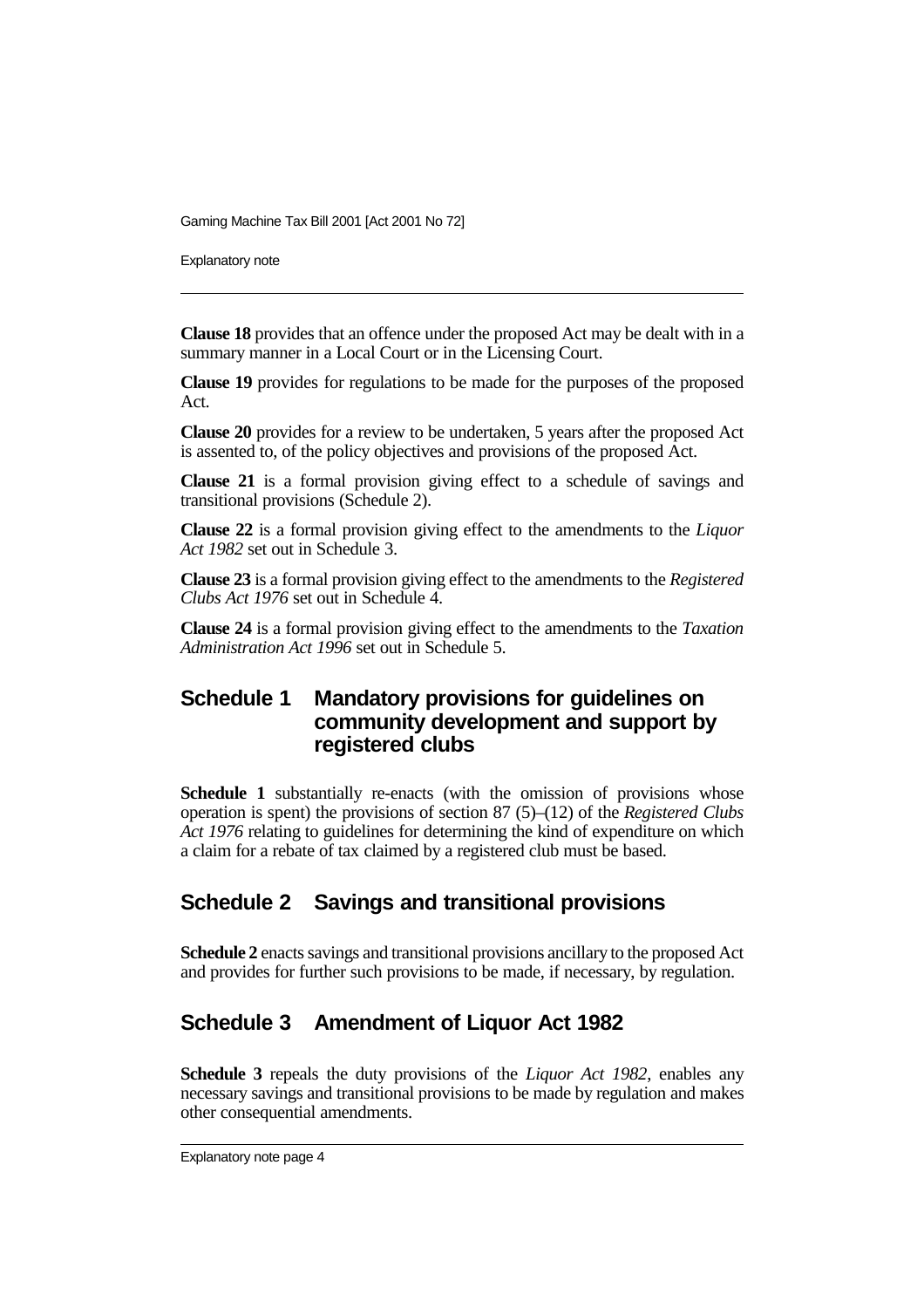**Clause 18** provides that an offence under the proposed Act may be dealt with in a summary manner in a Local Court or in the Licensing Court.

**Clause 19** provides for regulations to be made for the purposes of the proposed Act.

**Clause 20** provides for a review to be undertaken, 5 years after the proposed Act is assented to, of the policy objectives and provisions of the proposed Act.

**Clause 21** is a formal provision giving effect to a schedule of savings and transitional provisions (Schedule 2).

**Clause 22** is a formal provision giving effect to the amendments to the *Liquor Act 1982* set out in Schedule 3.

**Clause 23** is a formal provision giving effect to the amendments to the *Registered Clubs Act 1976* set out in Schedule 4.

**Clause 24** is a formal provision giving effect to the amendments to the *Taxation Administration Act 1996* set out in Schedule 5.

## Schedule 1 Mandatory provisions for guidelines on community development and support by registered clubs

**Schedule 1** substantially re-enacts (with the omission of provisions whose operation is spent) the provisions of section 87 (5)–(12) of the *Registered Clubs Act 1976* relating to guidelines for determining the kind of expenditure on which a claim for a rebate of tax claimed by a registered club must be based.

## Schedule 2 Savings and transitional provisions

**Schedule 2** enacts savings and transitional provisions ancillary to the proposed Act and provides for further such provisions to be made, if necessary, by regulation.

## Schedule 3 Amendment of Liquor Act 1982

**Schedule 3** repeals the duty provisions of the *Liquor Act 1982*, enables any necessary savings and transitional provisions to be made by regulation and makes other consequential amendments.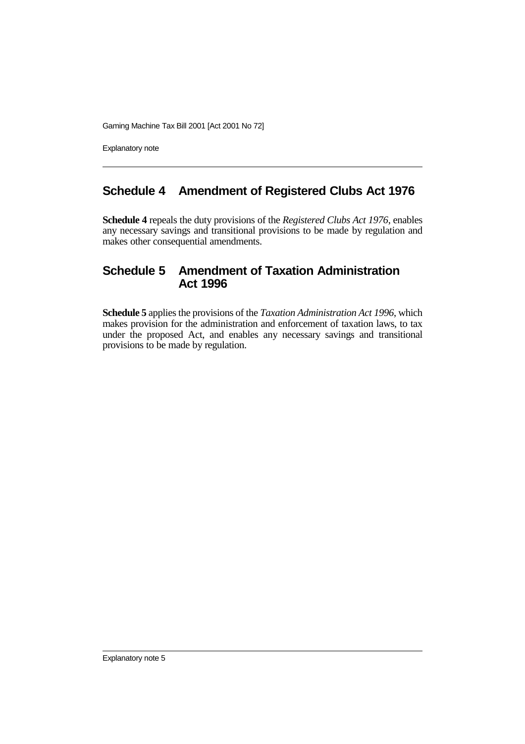## Schedule 4 Amendment of Registered Clubs Act 1976

**Schedule 4** repeals the duty provisions of the *Registered Clubs Act 1976*, enables any necessary savings and transitional provisions to be made by regulation and makes other consequential amendments.

## Schedule 5 Amendment of Taxation Administration Act 1996

**Schedule 5** applies the provisions of the *Taxation Administration Act 1996*, which makes provision for the administration and enforcement of taxation laws, to tax under the proposed Act, and enables any necessary savings and transitional provisions to be made by regulation.